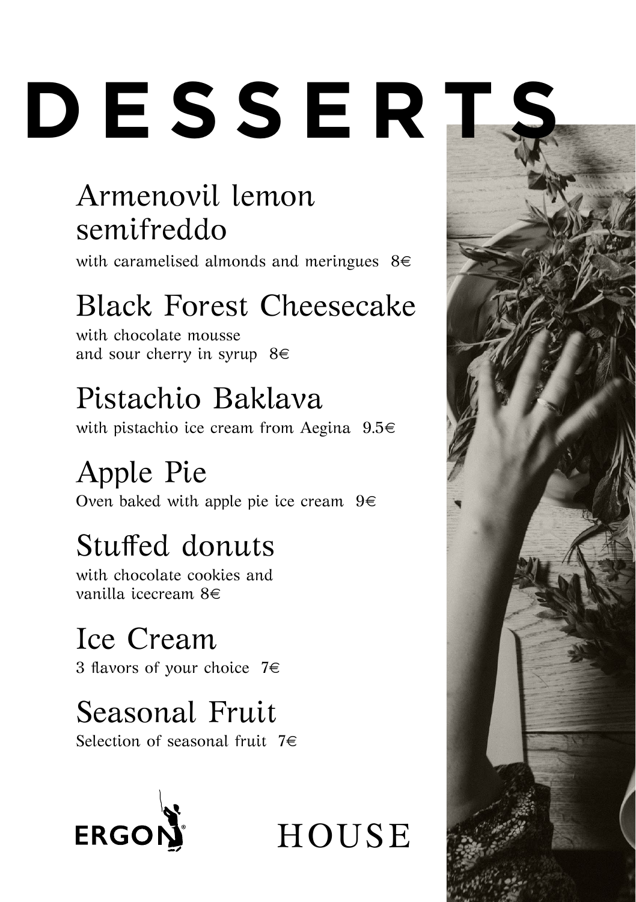# DESSERTS

## Armenovil lemon semifreddo

with caramelised almonds and meringues 8€

## Black Forest Cheesecake

with chocolate mousse
and sour cherry in syrup 8€

## Pistachio Baklava

with pistachio ice cream from Aegina 9.5€

## Apple Pie

Oven baked with apple pie ice cream 9€

## Stuffed donuts

with chocolate cookies and
vanilla icecream 8€

## Ice Cream

3 flavors of your choice 7€

## Seasonal Fruit

Selection of seasonal fruit 7€

ERGON HOUSE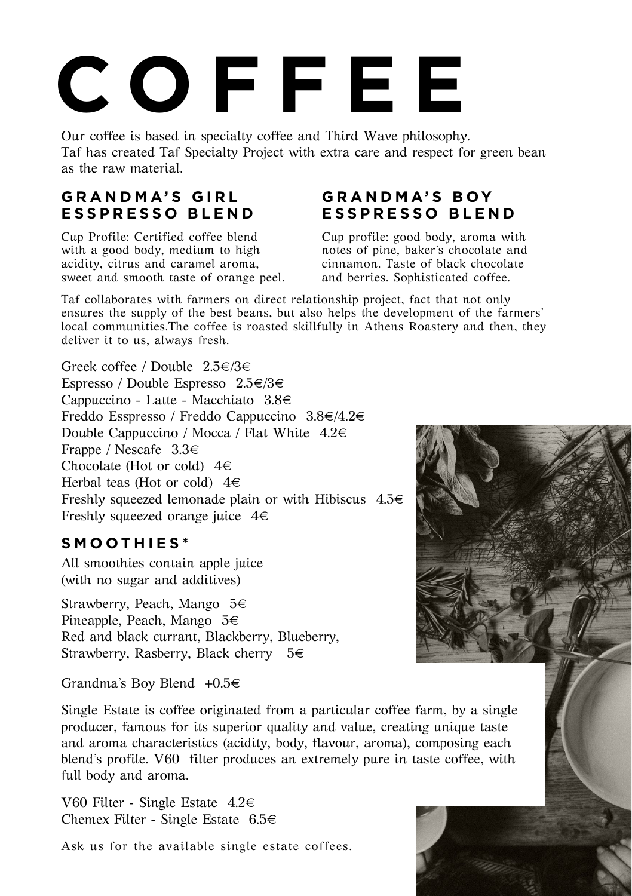# COFFEE

Our coffee is based in specialty coffee and Third Wave philosophy.
Taf has created Taf Specialty Project with extra care and respect for green bean as the raw material.

## GRANDMA'S GIRL ESSPRESSO BLEND

Cup Profile: Certified coffee blend with a good body, medium to high acidity, citrus and caramel aroma, sweet and smooth taste of orange peel.

## GRANDMA'S BOY ESSPRESSO BLEND

Cup profile: good body, aroma with notes of pine, baker's chocolate and cinnamon. Taste of black chocolate and berries. Sophisticated coffee.

Taf collaborates with farmers on direct relationship project, fact that not only ensures the supply of the best beans, but also helps the development of the farmers' local communities.The coffee is roasted skillfully in Athens Roastery and then, they deliver it to us, always fresh.

Greek coffee / Double 2.5€/3€
Espresso / Double Espresso 2.5€/3€
Cappuccino - Latte - Macchiato 3.8€
Freddo Esspresso / Freddo Cappuccino 3.8€/4.2€
Double Cappuccino / Mocca / Flat White 4.2€
Frappe / Nescafe 3.3€
Chocolate (Hot or cold) 4€
Herbal teas (Hot or cold) 4€
Freshly squeezed lemonade plain or with Hibiscus 4.5€
Freshly squeezed orange juice 4€

## SMOOTHIES*

All smoothies contain apple juice (with no sugar and additives)

Strawberry, Peach, Mango 5€
Pineapple, Peach, Mango 5€
Red and black currant, Blackberry, Blueberry, Strawberry, Rasberry, Black cherry 5€

Grandma's Boy Blend +0.5€

Single Estate is coffee originated from a particular coffee farm, by a single producer, famous for its superior quality and value, creating unique taste and aroma characteristics (acidity, body, flavour, aroma), composing each blend's profile. V60 filter produces an extremely pure in taste coffee, with full body and aroma.

V60 Filter - Single Estate 4.2€
Chemex Filter - Single Estate 6.5€

Ask us for the available single estate coffees.